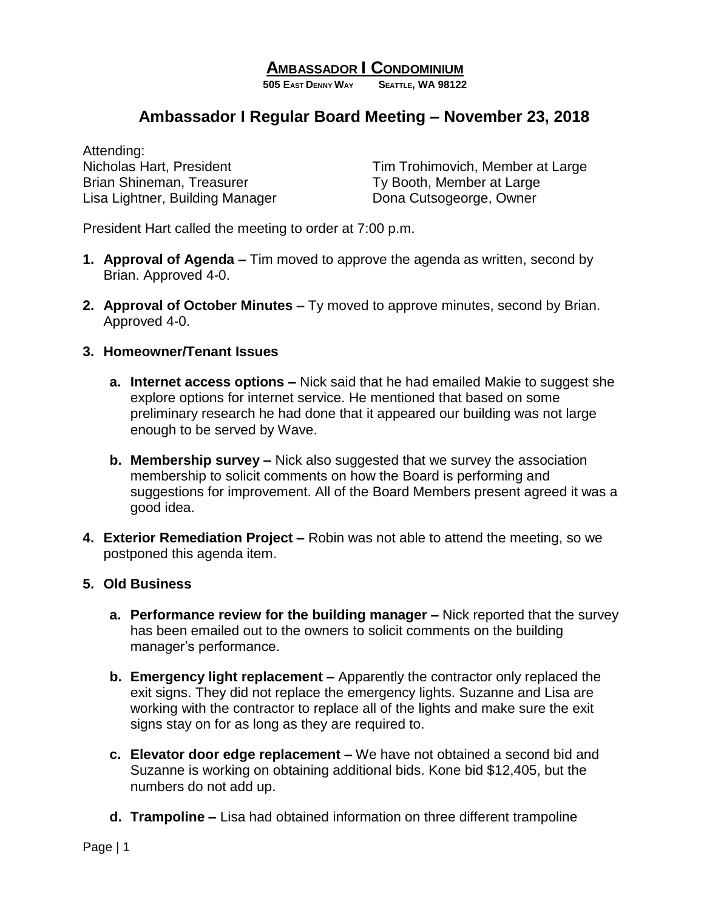# Ambassador I Condominium

**505 East Denny Way Seattle, WA 98122**

## Ambassador I Regular Board Meeting – November 23, 2018

Attending:

Nicholas Hart, President
Brian Shineman, Treasurer
Lisa Lightner, Building Manager
Tim Trohimovich, Member at Large
Ty Booth, Member at Large
Dona Cutsogeorge, Owner

President Hart called the meeting to order at 7:00 p.m.

1. **Approval of Agenda –** Tim moved to approve the agenda as written, second by Brian. Approved 4-0.

2. **Approval of October Minutes –** Ty moved to approve minutes, second by Brian. Approved 4-0.

3. **Homeowner/Tenant Issues**

   a. **Internet access options –** Nick said that he had emailed Makie to suggest she explore options for internet service. He mentioned that based on some preliminary research he had done that it appeared our building was not large enough to be served by Wave.

   b. **Membership survey –** Nick also suggested that we survey the association membership to solicit comments on how the Board is performing and suggestions for improvement. All of the Board Members present agreed it was a good idea.

4. **Exterior Remediation Project –** Robin was not able to attend the meeting, so we postponed this agenda item.

5. **Old Business**

   a. **Performance review for the building manager –** Nick reported that the survey has been emailed out to the owners to solicit comments on the building manager's performance.

   b. **Emergency light replacement –** Apparently the contractor only replaced the exit signs. They did not replace the emergency lights. Suzanne and Lisa are working with the contractor to replace all of the lights and make sure the exit signs stay on for as long as they are required to.

   c. **Elevator door edge replacement –** We have not obtained a second bid and Suzanne is working on obtaining additional bids. Kone bid $12,405, but the numbers do not add up.

   d. **Trampoline –** Lisa had obtained information on three different trampoline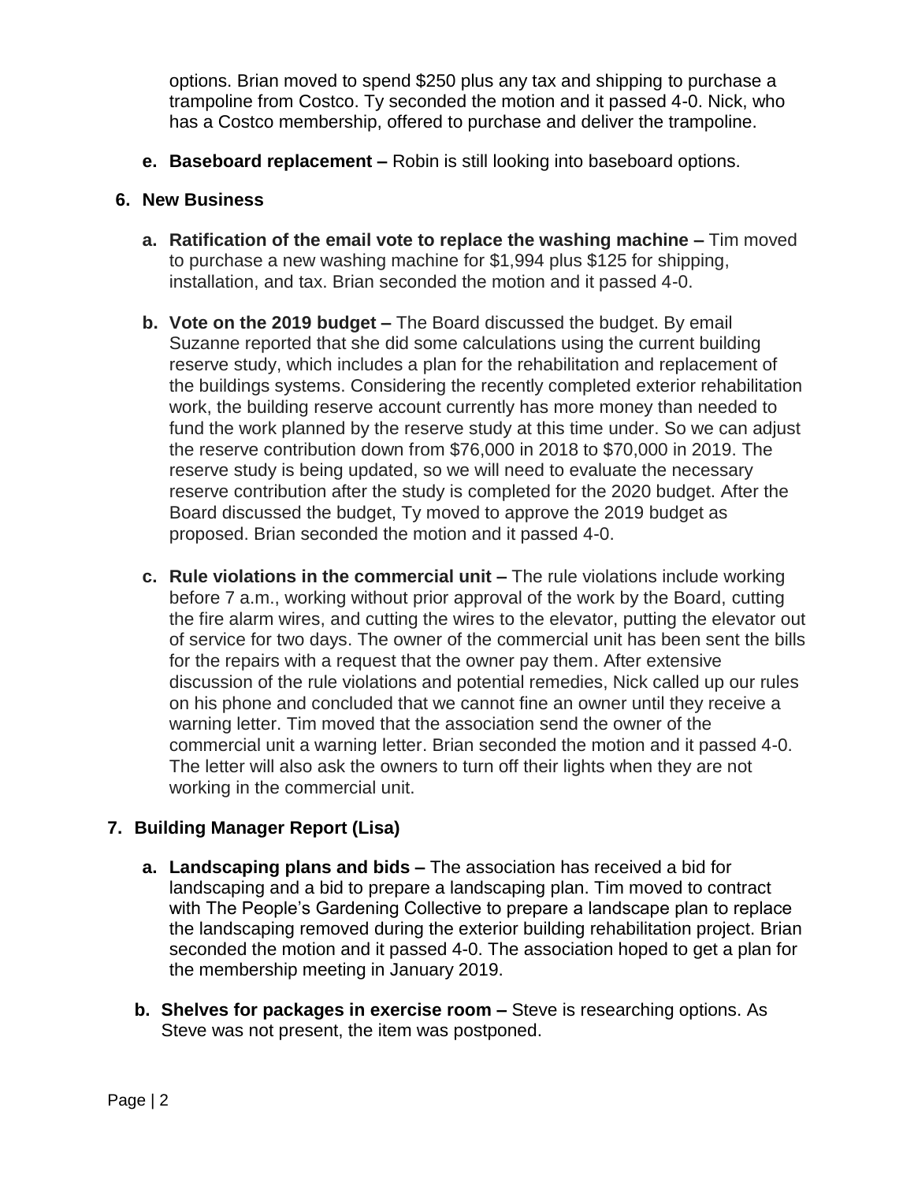options. Brian moved to spend $250 plus any tax and shipping to purchase a trampoline from Costco. Ty seconded the motion and it passed 4-0. Nick, who has a Costco membership, offered to purchase and deliver the trampoline.

e. **Baseboard replacement –** Robin is still looking into baseboard options.

## 6. New Business

a. **Ratification of the email vote to replace the washing machine –** Tim moved to purchase a new washing machine for $1,994 plus $125 for shipping, installation, and tax. Brian seconded the motion and it passed 4-0.

b. **Vote on the 2019 budget –** The Board discussed the budget. By email Suzanne reported that she did some calculations using the current building reserve study, which includes a plan for the rehabilitation and replacement of the buildings systems. Considering the recently completed exterior rehabilitation work, the building reserve account currently has more money than needed to fund the work planned by the reserve study at this time under. So we can adjust the reserve contribution down from $76,000 in 2018 to $70,000 in 2019. The reserve study is being updated, so we will need to evaluate the necessary reserve contribution after the study is completed for the 2020 budget. After the Board discussed the budget, Ty moved to approve the 2019 budget as proposed. Brian seconded the motion and it passed 4-0.

c. **Rule violations in the commercial unit –** The rule violations include working before 7 a.m., working without prior approval of the work by the Board, cutting the fire alarm wires, and cutting the wires to the elevator, putting the elevator out of service for two days. The owner of the commercial unit has been sent the bills for the repairs with a request that the owner pay them. After extensive discussion of the rule violations and potential remedies, Nick called up our rules on his phone and concluded that we cannot fine an owner until they receive a warning letter. Tim moved that the association send the owner of the commercial unit a warning letter. Brian seconded the motion and it passed 4-0. The letter will also ask the owners to turn off their lights when they are not working in the commercial unit.

## 7. Building Manager Report (Lisa)

a. **Landscaping plans and bids –** The association has received a bid for landscaping and a bid to prepare a landscaping plan. Tim moved to contract with The People's Gardening Collective to prepare a landscape plan to replace the landscaping removed during the exterior building rehabilitation project. Brian seconded the motion and it passed 4-0. The association hoped to get a plan for the membership meeting in January 2019.

b. **Shelves for packages in exercise room –** Steve is researching options. As Steve was not present, the item was postponed.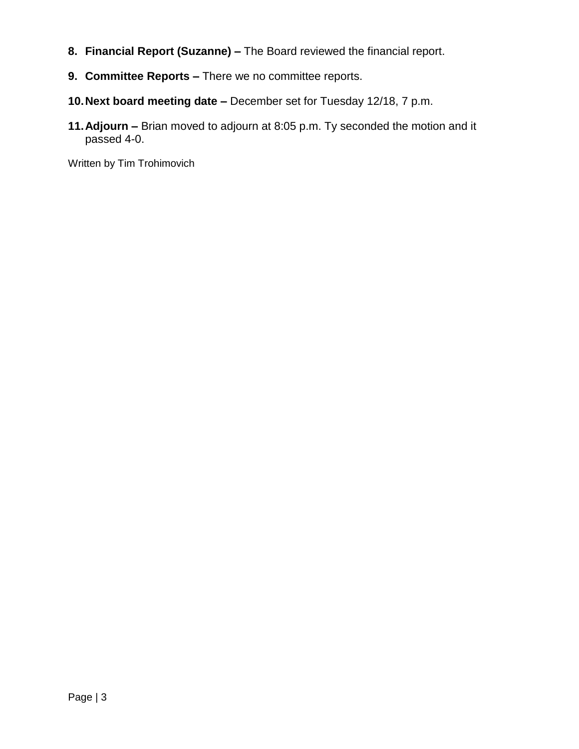8. **Financial Report (Suzanne) –** The Board reviewed the financial report.

9. **Committee Reports –** There we no committee reports.

10. **Next board meeting date –** December set for Tuesday 12/18, 7 p.m.

11. **Adjourn –** Brian moved to adjourn at 8:05 p.m. Ty seconded the motion and it passed 4-0.

Written by Tim Trohimovich